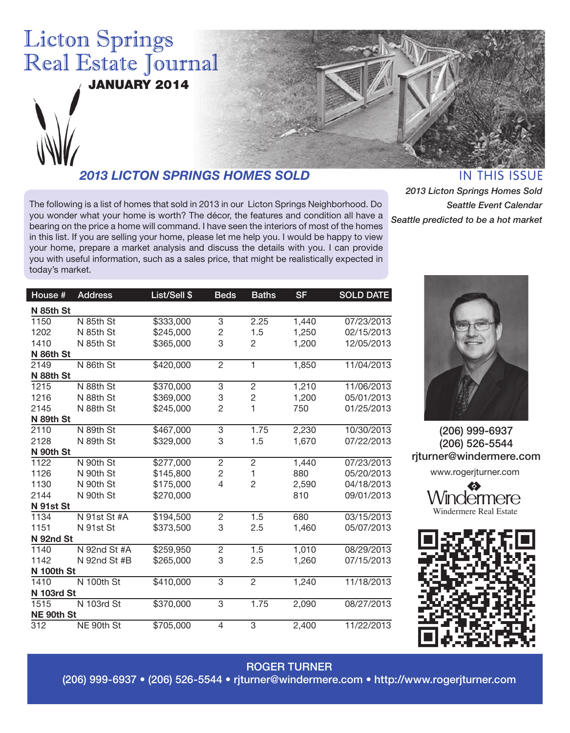# Licton Springs Real Estate Journal

**JANUARY 2014**

## *2013 LICTON SPRINGS HOMES SOLD*

The following is a list of homes that sold in 2013 in our Licton Springs Neighborhood. Do you wonder what your home is worth? The décor, the features and condition all have a bearing on the price a home will command. I have seen the interiors of most of the homes in this list. If you are selling your home, please let me help you. I would be happy to view your home, prepare a market analysis and discuss the details with you. I can provide you with useful information, such as a sales price, that might be realistically expected in today's market.

| House # | Address | List/Sell $ | Beds | Baths | SF | SOLD DATE |
|---|---|---|---|---|---|---|
| **N 85th St** | | | | | | |
| 1150 | N 85th St | $333,000 | 3 | 2.25 | 1,440 | 07/23/2013 |
| 1202 | N 85th St | $245,000 | 2 | 1.5 | 1,250 | 02/15/2013 |
| 1410 | N 85th St | $365,000 | 3 | 2 | 1,200 | 12/05/2013 |
| **N 86th St** | | | | | | |
| 2149 | N 86th St | $420,000 | 2 | 1 | 1,850 | 11/04/2013 |
| **N 88th St** | | | | | | |
| 1215 | N 88th St | $370,000 | 3 | 2 | 1,210 | 11/06/2013 |
| 1216 | N 88th St | $369,000 | 3 | 2 | 1,200 | 05/01/2013 |
| 2145 | N 88th St | $245,000 | 2 | 1 | 750 | 01/25/2013 |
| **N 89th St** | | | | | | |
| 2110 | N 89th St | $467,000 | 3 | 1.75 | 2,230 | 10/30/2013 |
| 2128 | N 89th St | $329,000 | 3 | 1.5 | 1,670 | 07/22/2013 |
| **N 90th St** | | | | | | |
| 1122 | N 90th St | $277,000 | 2 | 2 | 1,440 | 07/23/2013 |
| 1126 | N 90th St | $145,800 | 2 | 1 | 880 | 05/20/2013 |
| 1130 | N 90th St | $175,000 | 4 | 2 | 2,590 | 04/18/2013 |
| 2144 | N 90th St | $270,000 | | | 810 | 09/01/2013 |
| **N 91st St** | | | | | | |
| 1134 | N 91st St #A | $194,500 | 2 | 1.5 | 680 | 03/15/2013 |
| 1151 | N 91st St | $373,500 | 3 | 2.5 | 1,460 | 05/07/2013 |
| **N 92nd St** | | | | | | |
| 1140 | N 92nd St #A | $259,950 | 2 | 1.5 | 1,010 | 08/29/2013 |
| 1142 | N 92nd St #B | $265,000 | 3 | 2.5 | 1,260 | 07/15/2013 |
| **N 100th St** | | | | | | |
| 1410 | N 100th St | $410,000 | 3 | 2 | 1,240 | 11/18/2013 |
| **N 103rd St** | | | | | | |
| 1515 | N 103rd St | $370,000 | 3 | 1.75 | 2,090 | 08/27/2013 |
| **NE 90th St** | | | | | | |
| 312 | NE 90th St | $705,000 | 4 | 3 | 2,400 | 11/22/2013 |

## IN THIS ISSUE

*2013 Licton Springs Homes Sold*
*Seattle Event Calendar*
*Seattle predicted to be a hot market*

(206) 999-6937
(206) 526-5544
rjturner@windermere.com

www.rogerjturner.com

Windermere
Windermere Real Estate

**ROGER TURNER**
(206) 999-6937 • (206) 526-5544 • rjturner@windermere.com • http://www.rogerjturner.com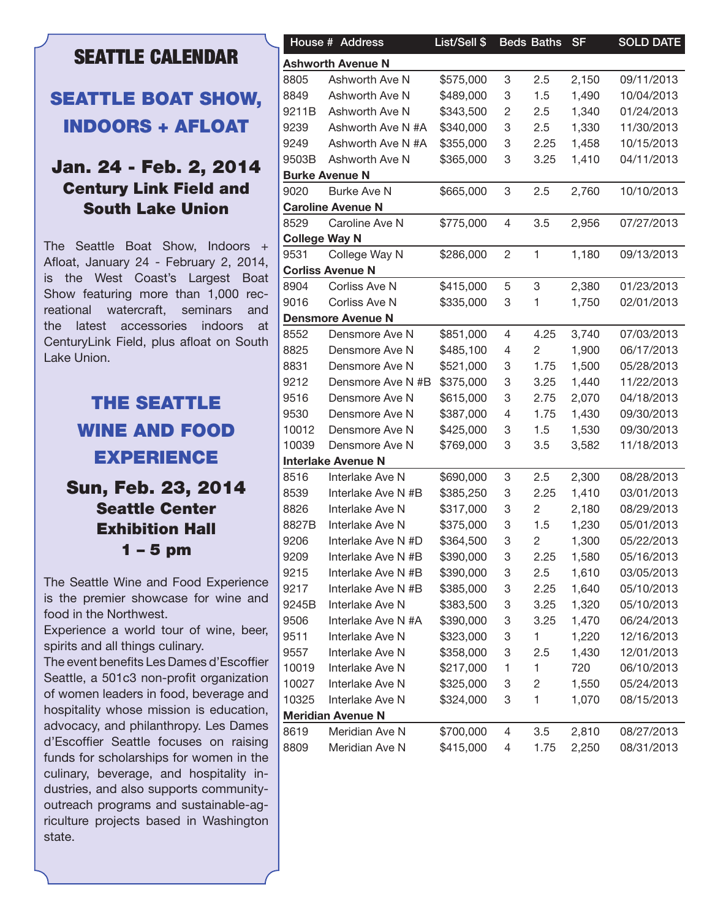# SEATTLE CALENDAR

## SEATTLE BOAT SHOW, INDOORS + AFLOAT

### Jan. 24 - Feb. 2, 2014
**Century Link Field and South Lake Union**

The Seattle Boat Show, Indoors + Afloat, January 24 - February 2, 2014, is the West Coast's Largest Boat Show featuring more than 1,000 recreational watercraft, seminars and the latest accessories indoors at CenturyLink Field, plus afloat on South Lake Union.

## THE SEATTLE WINE AND FOOD EXPERIENCE

### Sun, Feb. 23, 2014
**Seattle Center Exhibition Hall**
**1 – 5 pm**

The Seattle Wine and Food Experience is the premier showcase for wine and food in the Northwest.

Experience a world tour of wine, beer, spirits and all things culinary.

The event benefits Les Dames d'Escoffier Seattle, a 501c3 non-profit organization of women leaders in food, beverage and hospitality whose mission is education, advocacy, and philanthropy. Les Dames d'Escoffier Seattle focuses on raising funds for scholarships for women in the culinary, beverage, and hospitality industries, and also supports community-outreach programs and sustainable-agriculture projects based in Washington state.

| House # | Address | List/Sell $ | Beds | Baths | SF | SOLD DATE |
|---|---|---|---|---|---|---|
| **Ashworth Avenue N** | | | | | | |
| 8805 | Ashworth Ave N | $575,000 | 3 | 2.5 | 2,150 | 09/11/2013 |
| 8849 | Ashworth Ave N | $489,000 | 3 | 1.5 | 1,490 | 10/04/2013 |
| 9211B | Ashworth Ave N | $343,500 | 2 | 2.5 | 1,340 | 01/24/2013 |
| 9239 | Ashworth Ave N #A | $340,000 | 3 | 2.5 | 1,330 | 11/30/2013 |
| 9249 | Ashworth Ave N #A | $355,000 | 3 | 2.25 | 1,458 | 10/15/2013 |
| 9503B | Ashworth Ave N | $365,000 | 3 | 3.25 | 1,410 | 04/11/2013 |
| **Burke Avenue N** | | | | | | |
| 9020 | Burke Ave N | $665,000 | 3 | 2.5 | 2,760 | 10/10/2013 |
| **Caroline Avenue N** | | | | | | |
| 8529 | Caroline Ave N | $775,000 | 4 | 3.5 | 2,956 | 07/27/2013 |
| **College Way N** | | | | | | |
| 9531 | College Way N | $286,000 | 2 | 1 | 1,180 | 09/13/2013 |
| **Corliss Avenue N** | | | | | | |
| 8904 | Corliss Ave N | $415,000 | 5 | 3 | 2,380 | 01/23/2013 |
| 9016 | Corliss Ave N | $335,000 | 3 | 1 | 1,750 | 02/01/2013 |
| **Densmore Avenue N** | | | | | | |
| 8552 | Densmore Ave N | $851,000 | 4 | 4.25 | 3,740 | 07/03/2013 |
| 8825 | Densmore Ave N | $485,100 | 4 | 2 | 1,900 | 06/17/2013 |
| 8831 | Densmore Ave N | $521,000 | 3 | 1.75 | 1,500 | 05/28/2013 |
| 9212 | Densmore Ave N #B | $375,000 | 3 | 3.25 | 1,440 | 11/22/2013 |
| 9516 | Densmore Ave N | $615,000 | 3 | 2.75 | 2,070 | 04/18/2013 |
| 9530 | Densmore Ave N | $387,000 | 4 | 1.75 | 1,430 | 09/30/2013 |
| 10012 | Densmore Ave N | $425,000 | 3 | 1.5 | 1,530 | 09/30/2013 |
| 10039 | Densmore Ave N | $769,000 | 3 | 3.5 | 3,582 | 11/18/2013 |
| **Interlake Avenue N** | | | | | | |
| 8516 | Interlake Ave N | $690,000 | 3 | 2.5 | 2,300 | 08/28/2013 |
| 8539 | Interlake Ave N #B | $385,250 | 3 | 2.25 | 1,410 | 03/01/2013 |
| 8826 | Interlake Ave N | $317,000 | 3 | 2 | 2,180 | 08/29/2013 |
| 8827B | Interlake Ave N | $375,000 | 3 | 1.5 | 1,230 | 05/01/2013 |
| 9206 | Interlake Ave N #D | $364,500 | 3 | 2 | 1,300 | 05/22/2013 |
| 9209 | Interlake Ave N #B | $390,000 | 3 | 2.25 | 1,580 | 05/16/2013 |
| 9215 | Interlake Ave N #B | $390,000 | 3 | 2.5 | 1,610 | 03/05/2013 |
| 9217 | Interlake Ave N #B | $385,000 | 3 | 2.25 | 1,640 | 05/10/2013 |
| 9245B | Interlake Ave N | $383,500 | 3 | 3.25 | 1,320 | 05/10/2013 |
| 9506 | Interlake Ave N #A | $390,000 | 3 | 3.25 | 1,470 | 06/24/2013 |
| 9511 | Interlake Ave N | $323,000 | 3 | 1 | 1,220 | 12/16/2013 |
| 9557 | Interlake Ave N | $358,000 | 3 | 2.5 | 1,430 | 12/01/2013 |
| 10019 | Interlake Ave N | $217,000 | 1 | 1 | 720 | 06/10/2013 |
| 10027 | Interlake Ave N | $325,000 | 3 | 2 | 1,550 | 05/24/2013 |
| 10325 | Interlake Ave N | $324,000 | 3 | 1 | 1,070 | 08/15/2013 |
| **Meridian Avenue N** | | | | | | |
| 8619 | Meridian Ave N | $700,000 | 4 | 3.5 | 2,810 | 08/27/2013 |
| 8809 | Meridian Ave N | $415,000 | 4 | 1.75 | 2,250 | 08/31/2013 |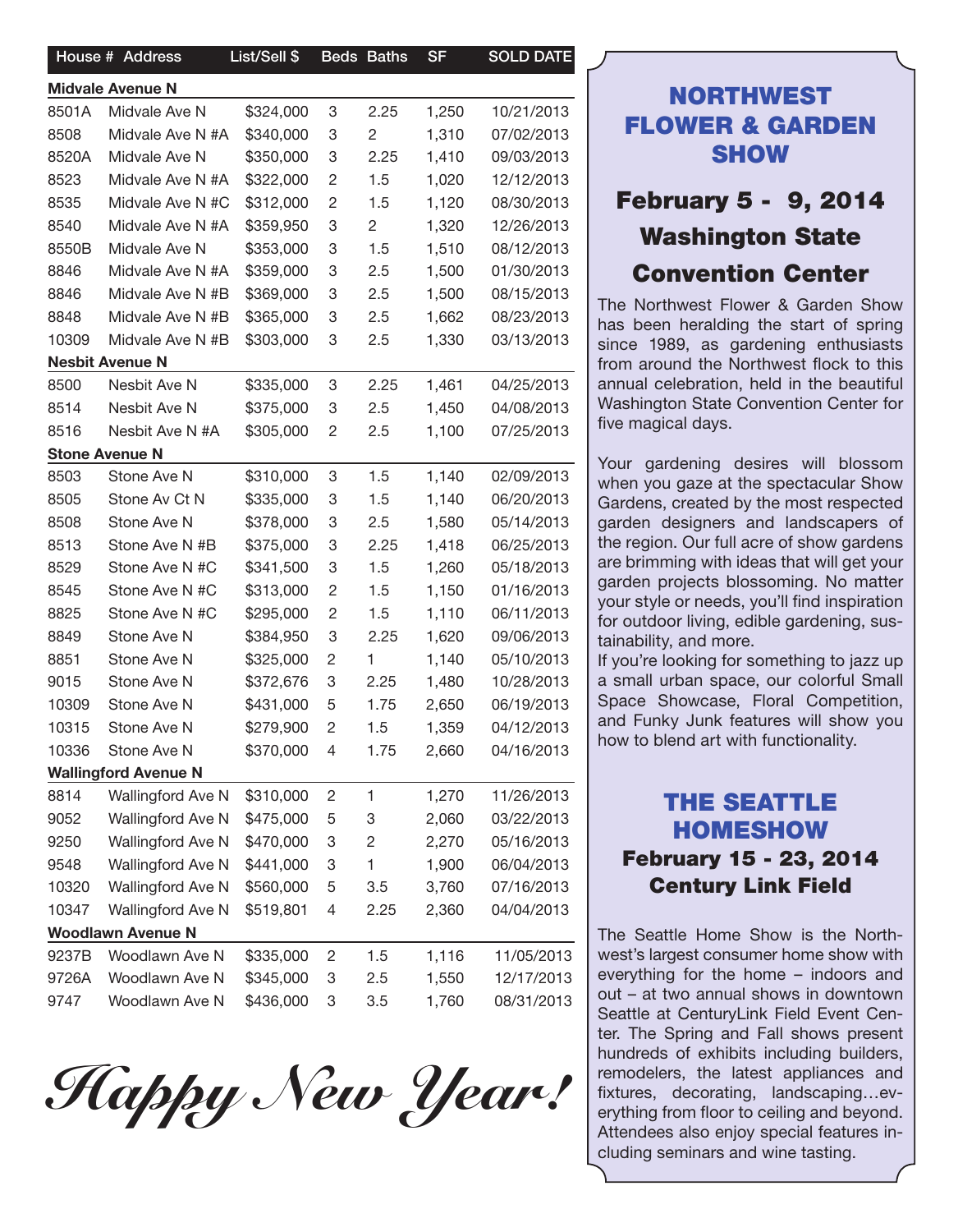| House # | Address | List/Sell $ | Beds | Baths | SF | SOLD DATE |
|---|---|---|---|---|---|---|
| **Midvale Avenue N** | | | | | | |
| 8501A | Midvale Ave N | $324,000 | 3 | 2.25 | 1,250 | 10/21/2013 |
| 8508 | Midvale Ave N #A | $340,000 | 3 | 2 | 1,310 | 07/02/2013 |
| 8520A | Midvale Ave N | $350,000 | 3 | 2.25 | 1,410 | 09/03/2013 |
| 8523 | Midvale Ave N #A | $322,000 | 2 | 1.5 | 1,020 | 12/12/2013 |
| 8535 | Midvale Ave N #C | $312,000 | 2 | 1.5 | 1,120 | 08/30/2013 |
| 8540 | Midvale Ave N #A | $359,950 | 3 | 2 | 1,320 | 12/26/2013 |
| 8550B | Midvale Ave N | $353,000 | 3 | 1.5 | 1,510 | 08/12/2013 |
| 8846 | Midvale Ave N #A | $359,000 | 3 | 2.5 | 1,500 | 01/30/2013 |
| 8846 | Midvale Ave N #B | $369,000 | 3 | 2.5 | 1,500 | 08/15/2013 |
| 8848 | Midvale Ave N #B | $365,000 | 3 | 2.5 | 1,662 | 08/23/2013 |
| 10309 | Midvale Ave N #B | $303,000 | 3 | 2.5 | 1,330 | 03/13/2013 |
| **Nesbit Avenue N** | | | | | | |
| 8500 | Nesbit Ave N | $335,000 | 3 | 2.25 | 1,461 | 04/25/2013 |
| 8514 | Nesbit Ave N | $375,000 | 3 | 2.5 | 1,450 | 04/08/2013 |
| 8516 | Nesbit Ave N #A | $305,000 | 2 | 2.5 | 1,100 | 07/25/2013 |
| **Stone Avenue N** | | | | | | |
| 8503 | Stone Ave N | $310,000 | 3 | 1.5 | 1,140 | 02/09/2013 |
| 8505 | Stone Av Ct N | $335,000 | 3 | 1.5 | 1,140 | 06/20/2013 |
| 8508 | Stone Ave N | $378,000 | 3 | 2.5 | 1,580 | 05/14/2013 |
| 8513 | Stone Ave N #B | $375,000 | 3 | 2.25 | 1,418 | 06/25/2013 |
| 8529 | Stone Ave N #C | $341,500 | 3 | 1.5 | 1,260 | 05/18/2013 |
| 8545 | Stone Ave N #C | $313,000 | 2 | 1.5 | 1,150 | 01/16/2013 |
| 8825 | Stone Ave N #C | $295,000 | 2 | 1.5 | 1,110 | 06/11/2013 |
| 8849 | Stone Ave N | $384,950 | 3 | 2.25 | 1,620 | 09/06/2013 |
| 8851 | Stone Ave N | $325,000 | 2 | 1 | 1,140 | 05/10/2013 |
| 9015 | Stone Ave N | $372,676 | 3 | 2.25 | 1,480 | 10/28/2013 |
| 10309 | Stone Ave N | $431,000 | 5 | 1.75 | 2,650 | 06/19/2013 |
| 10315 | Stone Ave N | $279,900 | 2 | 1.5 | 1,359 | 04/12/2013 |
| 10336 | Stone Ave N | $370,000 | 4 | 1.75 | 2,660 | 04/16/2013 |
| **Wallingford Avenue N** | | | | | | |
| 8814 | Wallingford Ave N | $310,000 | 2 | 1 | 1,270 | 11/26/2013 |
| 9052 | Wallingford Ave N | $475,000 | 5 | 3 | 2,060 | 03/22/2013 |
| 9250 | Wallingford Ave N | $470,000 | 3 | 2 | 2,270 | 05/16/2013 |
| 9548 | Wallingford Ave N | $441,000 | 3 | 1 | 1,900 | 06/04/2013 |
| 10320 | Wallingford Ave N | $560,000 | 5 | 3.5 | 3,760 | 07/16/2013 |
| 10347 | Wallingford Ave N | $519,801 | 4 | 2.25 | 2,360 | 04/04/2013 |
| **Woodlawn Avenue N** | | | | | | |
| 9237B | Woodlawn Ave N | $335,000 | 2 | 1.5 | 1,116 | 11/05/2013 |
| 9726A | Woodlawn Ave N | $345,000 | 3 | 2.5 | 1,550 | 12/17/2013 |
| 9747 | Woodlawn Ave N | $436,000 | 3 | 3.5 | 1,760 | 08/31/2013 |

*Happy New Year!*

## NORTHWEST FLOWER & GARDEN SHOW

### February 5 - 9, 2014
### Washington State Convention Center

The Northwest Flower & Garden Show has been heralding the start of spring since 1989, as gardening enthusiasts from around the Northwest flock to this annual celebration, held in the beautiful Washington State Convention Center for five magical days.

Your gardening desires will blossom when you gaze at the spectacular Show Gardens, created by the most respected garden designers and landscapers of the region. Our full acre of show gardens are brimming with ideas that will get your garden projects blossoming. No matter your style or needs, you'll find inspiration for outdoor living, edible gardening, sustainability, and more.

If you're looking for something to jazz up a small urban space, our colorful Small Space Showcase, Floral Competition, and Funky Junk features will show you how to blend art with functionality.

## THE SEATTLE HOMESHOW

### February 15 - 23, 2014
### Century Link Field

The Seattle Home Show is the Northwest's largest consumer home show with everything for the home – indoors and out – at two annual shows in downtown Seattle at CenturyLink Field Event Center. The Spring and Fall shows present hundreds of exhibits including builders, remodelers, the latest appliances and fixtures, decorating, landscaping…everything from floor to ceiling and beyond. Attendees also enjoy special features including seminars and wine tasting.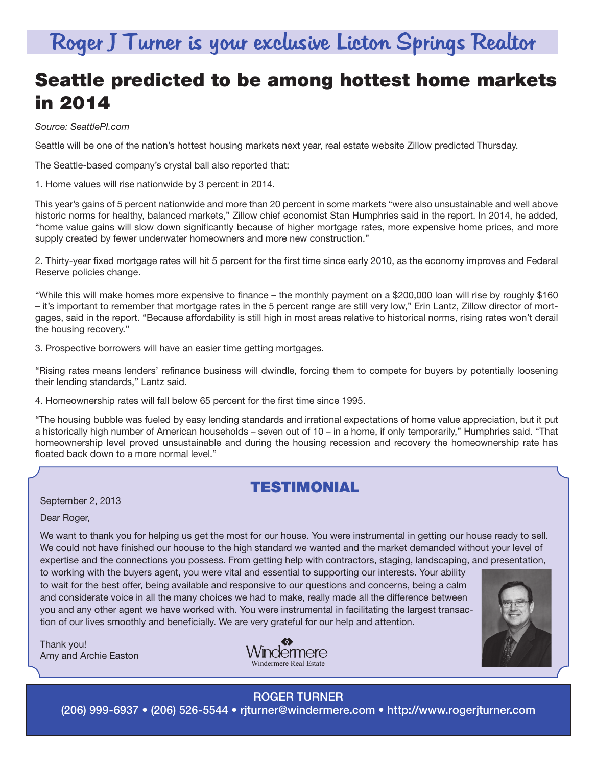# Roger J Turner is your exclusive Licton Springs Realtor

## Seattle predicted to be among hottest home markets in 2014

*Source: SeattlePI.com*

Seattle will be one of the nation's hottest housing markets next year, real estate website Zillow predicted Thursday.

The Seattle-based company's crystal ball also reported that:

1. Home values will rise nationwide by 3 percent in 2014.

This year's gains of 5 percent nationwide and more than 20 percent in some markets "were also unsustainable and well above historic norms for healthy, balanced markets," Zillow chief economist Stan Humphries said in the report. In 2014, he added, "home value gains will slow down significantly because of higher mortgage rates, more expensive home prices, and more supply created by fewer underwater homeowners and more new construction."

2. Thirty-year fixed mortgage rates will hit 5 percent for the first time since early 2010, as the economy improves and Federal Reserve policies change.

"While this will make homes more expensive to finance – the monthly payment on a $200,000 loan will rise by roughly $160 – it's important to remember that mortgage rates in the 5 percent range are still very low," Erin Lantz, Zillow director of mortgages, said in the report. "Because affordability is still high in most areas relative to historical norms, rising rates won't derail the housing recovery."

3. Prospective borrowers will have an easier time getting mortgages.

"Rising rates means lenders' refinance business will dwindle, forcing them to compete for buyers by potentially loosening their lending standards," Lantz said.

4. Homeownership rates will fall below 65 percent for the first time since 1995.

"The housing bubble was fueled by easy lending standards and irrational expectations of home value appreciation, but it put a historically high number of American households – seven out of 10 – in a home, if only temporarily," Humphries said. "That homeownership level proved unsustainable and during the housing recession and recovery the homeownership rate has floated back down to a more normal level."

## TESTIMONIAL

September 2, 2013

Dear Roger,

We want to thank you for helping us get the most for our house. You were instrumental in getting our house ready to sell. We could not have finished our hoouse to the high standard we wanted and the market demanded without your level of expertise and the connections you possess. From getting help with contractors, staging, landscaping, and presentation, to working with the buyers agent, you were vital and essential to supporting our interests. Your ability to wait for the best offer, being available and responsive to our questions and concerns, being a calm and considerate voice in all the many choices we had to make, really made all the difference between you and any other agent we have worked with. You were instrumental in facilitating the largest transaction of our lives smoothly and beneficially. We are very grateful for our help and attention.

Thank you!
Amy and Archie Easton

Windermere
Windermere Real Estate

**ROGER TURNER**
**(206) 999-6937 • (206) 526-5544 • rjturner@windermere.com • http://www.rogerjturner.com**